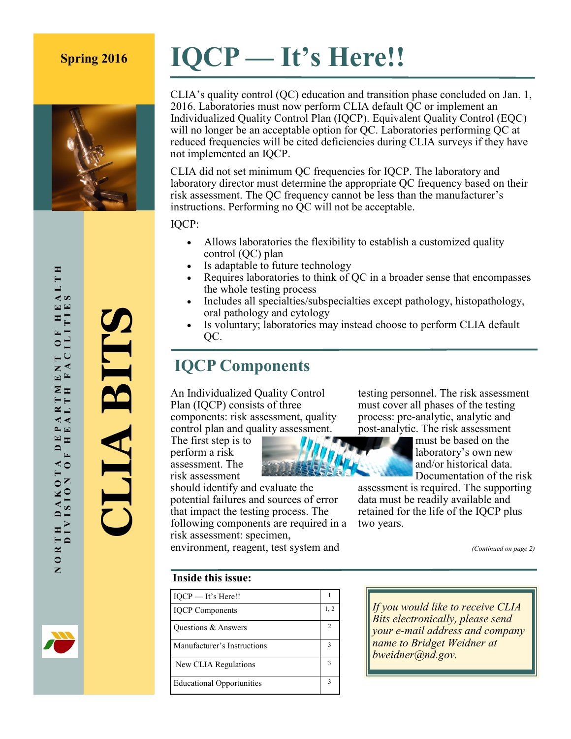Spring 2016

**CLIA BITS**

NORTH DAKOTA DEPARTMENT OF HEALTH
DIVISION OF HEALTH FACILITIES

# IQCP — It's Here!!

CLIA's quality control (QC) education and transition phase concluded on Jan. 1, 2016. Laboratories must now perform CLIA default QC or implement an Individualized Quality Control Plan (IQCP). Equivalent Quality Control (EQC) will no longer be an acceptable option for QC. Laboratories performing QC at reduced frequencies will be cited deficiencies during CLIA surveys if they have not implemented an IQCP.

CLIA did not set minimum QC frequencies for IQCP. The laboratory and laboratory director must determine the appropriate QC frequency based on their risk assessment. The QC frequency cannot be less than the manufacturer's instructions. Performing no QC will not be acceptable.

IQCP:

- Allows laboratories the flexibility to establish a customized quality control (QC) plan
- Is adaptable to future technology
- Requires laboratories to think of QC in a broader sense that encompasses the whole testing process
- Includes all specialties/subspecialties except pathology, histopathology, oral pathology and cytology
- Is voluntary; laboratories may instead choose to perform CLIA default QC.

## IQCP Components

An Individualized Quality Control Plan (IQCP) consists of three components: risk assessment, quality control plan and quality assessment. The first step is to perform a risk assessment. The risk assessment should identify and evaluate the potential failures and sources of error that impact the testing process. The following components are required in a risk assessment: specimen, environment, reagent, test system and testing personnel. The risk assessment must cover all phases of the testing process: pre-analytic, analytic and post-analytic. The risk assessment must be based on the laboratory's own new and/or historical data. Documentation of the risk assessment is required. The supporting data must be readily available and retained for the life of the IQCP plus two years.

*(Continued on page 2)*

**Inside this issue:**

| | |
|---|---|
| IQCP — It's Here!! | 1 |
| IQCP Components | 1, 2 |
| Questions & Answers | 2 |
| Manufacturer's Instructions | 3 |
| New CLIA Regulations | 3 |
| Educational Opportunities | 3 |

*If you would like to receive CLIA Bits electronically, please send your e-mail address and company name to Bridget Weidner at bweidner@nd.gov.*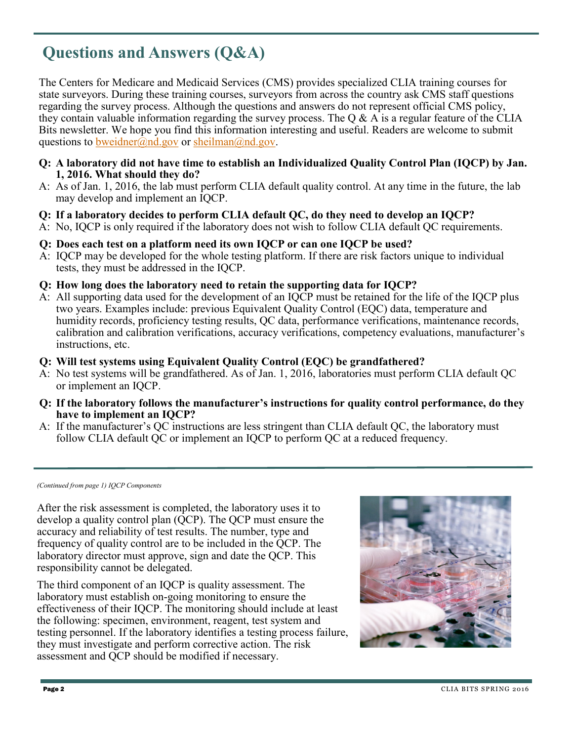# Questions and Answers (Q&A)

The Centers for Medicare and Medicaid Services (CMS) provides specialized CLIA training courses for state surveyors. During these training courses, surveyors from across the country ask CMS staff questions regarding the survey process. Although the questions and answers do not represent official CMS policy, they contain valuable information regarding the survey process. The Q & A is a regular feature of the CLIA Bits newsletter. We hope you find this information interesting and useful. Readers are welcome to submit questions to bweidner@nd.gov or sheilman@nd.gov.

**Q: A laboratory did not have time to establish an Individualized Quality Control Plan (IQCP) by Jan. 1, 2016. What should they do?**

A: As of Jan. 1, 2016, the lab must perform CLIA default quality control. At any time in the future, the lab may develop and implement an IQCP.

**Q: If a laboratory decides to perform CLIA default QC, do they need to develop an IQCP?**

A: No, IQCP is only required if the laboratory does not wish to follow CLIA default QC requirements.

**Q: Does each test on a platform need its own IQCP or can one IQCP be used?**

A: IQCP may be developed for the whole testing platform. If there are risk factors unique to individual tests, they must be addressed in the IQCP.

**Q: How long does the laboratory need to retain the supporting data for IQCP?**

A: All supporting data used for the development of an IQCP must be retained for the life of the IQCP plus two years. Examples include: previous Equivalent Quality Control (EQC) data, temperature and humidity records, proficiency testing results, QC data, performance verifications, maintenance records, calibration and calibration verifications, accuracy verifications, competency evaluations, manufacturer's instructions, etc.

**Q: Will test systems using Equivalent Quality Control (EQC) be grandfathered?**

A: No test systems will be grandfathered. As of Jan. 1, 2016, laboratories must perform CLIA default QC or implement an IQCP.

**Q: If the laboratory follows the manufacturer's instructions for quality control performance, do they have to implement an IQCP?**

A: If the manufacturer's QC instructions are less stringent than CLIA default QC, the laboratory must follow CLIA default QC or implement an IQCP to perform QC at a reduced frequency.

---

*(Continued from page 1) IQCP Components*

After the risk assessment is completed, the laboratory uses it to develop a quality control plan (QCP). The QCP must ensure the accuracy and reliability of test results. The number, type and frequency of quality control are to be included in the QCP. The laboratory director must approve, sign and date the QCP. This responsibility cannot be delegated.

The third component of an IQCP is quality assessment. The laboratory must establish on-going monitoring to ensure the effectiveness of their IQCP. The monitoring should include at least the following: specimen, environment, reagent, test system and testing personnel. If the laboratory identifies a testing process failure, they must investigate and perform corrective action. The risk assessment and QCP should be modified if necessary.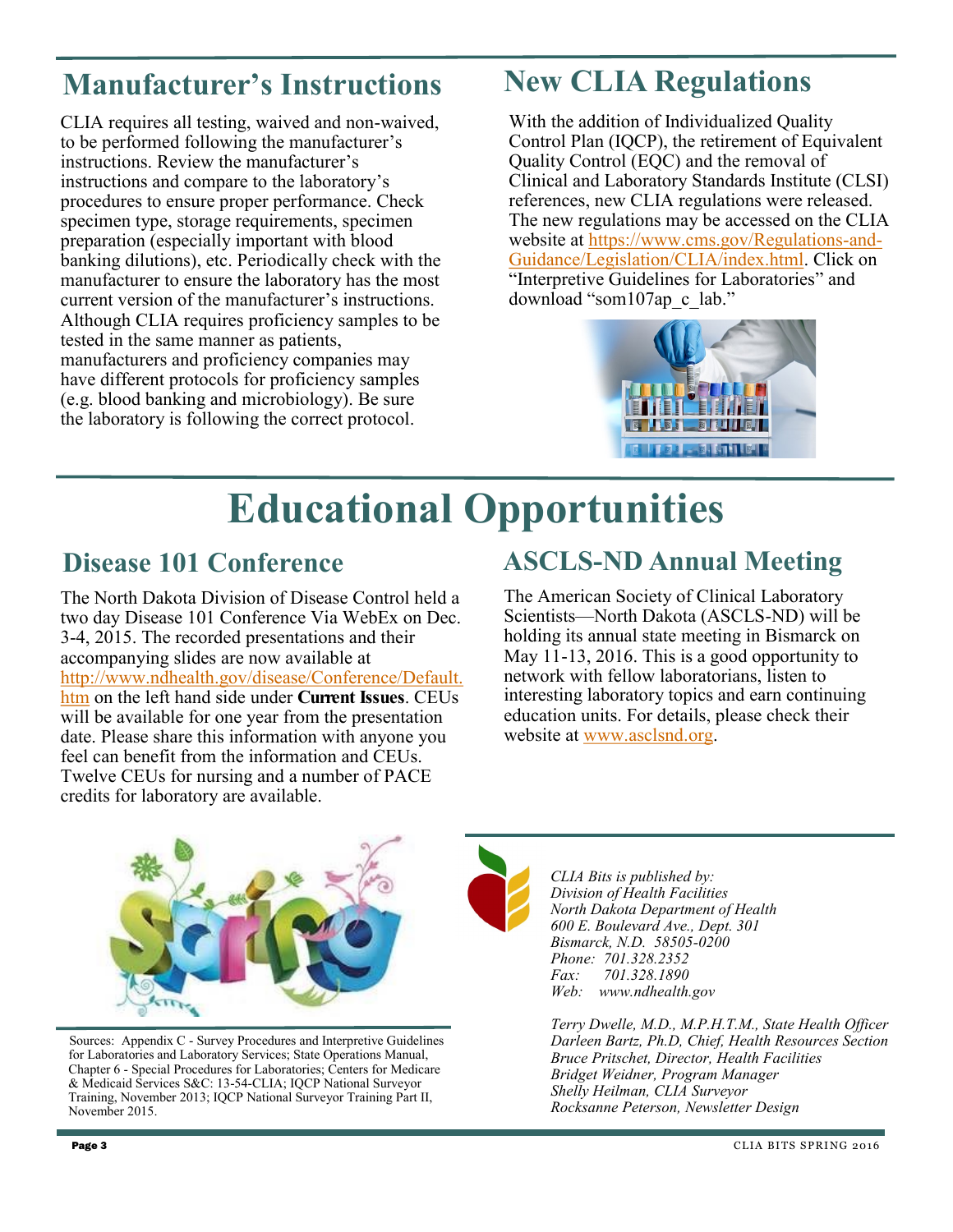## Manufacturer's Instructions

CLIA requires all testing, waived and non-waived, to be performed following the manufacturer's instructions. Review the manufacturer's instructions and compare to the laboratory's procedures to ensure proper performance. Check specimen type, storage requirements, specimen preparation (especially important with blood banking dilutions), etc. Periodically check with the manufacturer to ensure the laboratory has the most current version of the manufacturer's instructions. Although CLIA requires proficiency samples to be tested in the same manner as patients, manufacturers and proficiency companies may have different protocols for proficiency samples (e.g. blood banking and microbiology). Be sure the laboratory is following the correct protocol.

## New CLIA Regulations

With the addition of Individualized Quality Control Plan (IQCP), the retirement of Equivalent Quality Control (EQC) and the removal of Clinical and Laboratory Standards Institute (CLSI) references, new CLIA regulations were released. The new regulations may be accessed on the CLIA website at https://www.cms.gov/Regulations-and-Guidance/Legislation/CLIA/index.html. Click on "Interpretive Guidelines for Laboratories" and download "som107ap_c_lab."

# Educational Opportunities

## Disease 101 Conference

The North Dakota Division of Disease Control held a two day Disease 101 Conference Via WebEx on Dec. 3-4, 2015. The recorded presentations and their accompanying slides are now available at http://www.ndhealth.gov/disease/Conference/Default.htm on the left hand side under **Current Issues**. CEUs will be available for one year from the presentation date. Please share this information with anyone you feel can benefit from the information and CEUs. Twelve CEUs for nursing and a number of PACE credits for laboratory are available.

## ASCLS-ND Annual Meeting

The American Society of Clinical Laboratory Scientists—North Dakota (ASCLS-ND) will be holding its annual state meeting in Bismarck on May 11-13, 2016. This is a good opportunity to network with fellow laboratorians, listen to interesting laboratory topics and earn continuing education units. For details, please check their website at www.asclsnd.org.

Sources: Appendix C - Survey Procedures and Interpretive Guidelines for Laboratories and Laboratory Services; State Operations Manual, Chapter 6 - Special Procedures for Laboratories; Centers for Medicare & Medicaid Services S&C: 13-54-CLIA; IQCP National Surveyor Training, November 2013; IQCP National Surveyor Training Part II, November 2015.

*CLIA Bits is published by:*
*Division of Health Facilities*
*North Dakota Department of Health*
*600 E. Boulevard Ave., Dept. 301*
*Bismarck, N.D. 58505-0200*
*Phone: 701.328.2352*
*Fax: 701.328.1890*
*Web: www.ndhealth.gov*

*Terry Dwelle, M.D., M.P.H.T.M., State Health Officer*
*Darleen Bartz, Ph.D, Chief, Health Resources Section*
*Bruce Pritschet, Director, Health Facilities*
*Bridget Weidner, Program Manager*
*Shelly Heilman, CLIA Surveyor*
*Rocksanne Peterson, Newsletter Design*